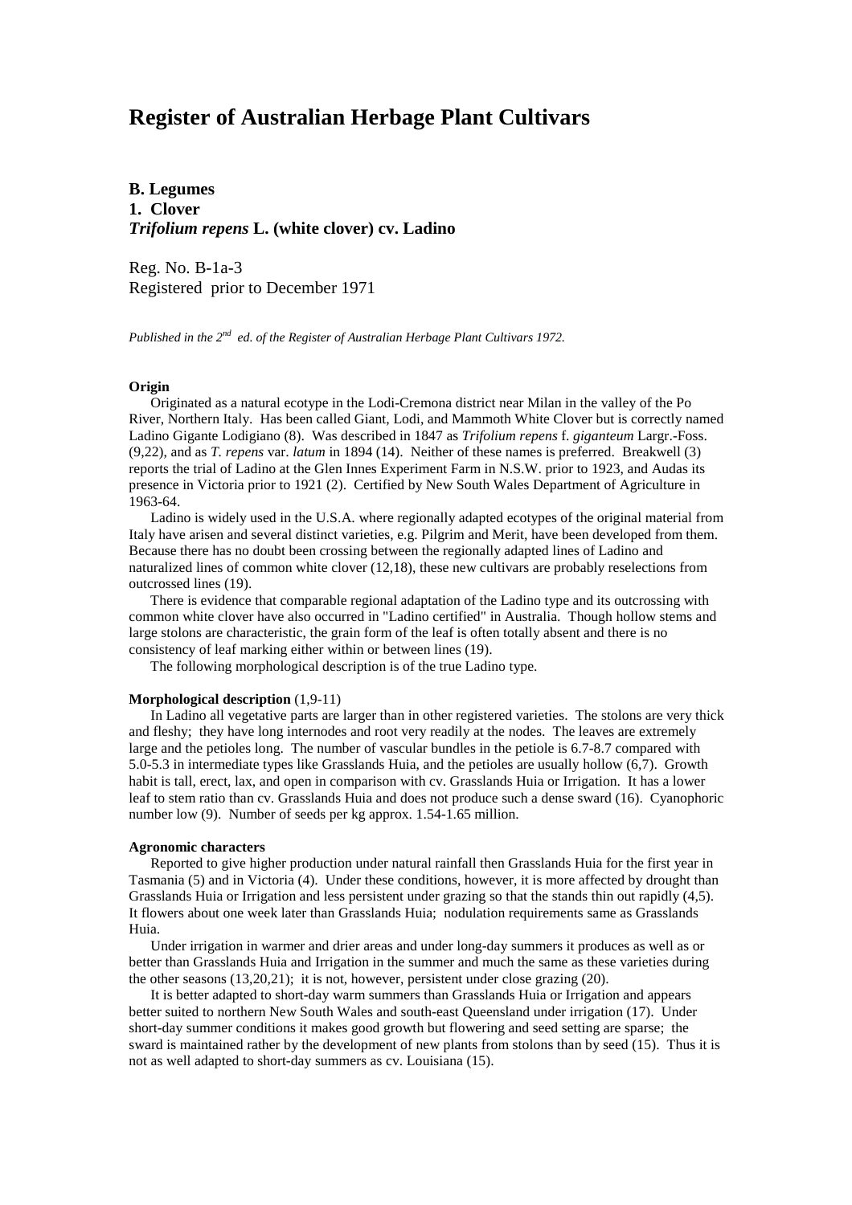# Register of Australian Herbage Plant Cultivars

**B. Legumes**
**1. Clover**
***Trifolium repens* L. (white clover) cv. Ladino**

Reg. No. B-1a-3
Registered prior to December 1971

*Published in the 2nd ed. of the Register of Australian Herbage Plant Cultivars 1972.*

**Origin**

Originated as a natural ecotype in the Lodi-Cremona district near Milan in the valley of the Po River, Northern Italy. Has been called Giant, Lodi, and Mammoth White Clover but is correctly named Ladino Gigante Lodigiano (8). Was described in 1847 as *Trifolium repens* f. *giganteum* Largr.-Foss. (9,22), and as *T. repens* var. *latum* in 1894 (14). Neither of these names is preferred. Breakwell (3) reports the trial of Ladino at the Glen Innes Experiment Farm in N.S.W. prior to 1923, and Audas its presence in Victoria prior to 1921 (2). Certified by New South Wales Department of Agriculture in 1963-64.

Ladino is widely used in the U.S.A. where regionally adapted ecotypes of the original material from Italy have arisen and several distinct varieties, e.g. Pilgrim and Merit, have been developed from them. Because there has no doubt been crossing between the regionally adapted lines of Ladino and naturalized lines of common white clover (12,18), these new cultivars are probably reselections from outcrossed lines (19).

There is evidence that comparable regional adaptation of the Ladino type and its outcrossing with common white clover have also occurred in "Ladino certified" in Australia. Though hollow stems and large stolons are characteristic, the grain form of the leaf is often totally absent and there is no consistency of leaf marking either within or between lines (19).

The following morphological description is of the true Ladino type.

**Morphological description** (1,9-11)

In Ladino all vegetative parts are larger than in other registered varieties. The stolons are very thick and fleshy; they have long internodes and root very readily at the nodes. The leaves are extremely large and the petioles long. The number of vascular bundles in the petiole is 6.7-8.7 compared with 5.0-5.3 in intermediate types like Grasslands Huia, and the petioles are usually hollow (6,7). Growth habit is tall, erect, lax, and open in comparison with cv. Grasslands Huia or Irrigation. It has a lower leaf to stem ratio than cv. Grasslands Huia and does not produce such a dense sward (16). Cyanophoric number low (9). Number of seeds per kg approx. 1.54-1.65 million.

**Agronomic characters**

Reported to give higher production under natural rainfall then Grasslands Huia for the first year in Tasmania (5) and in Victoria (4). Under these conditions, however, it is more affected by drought than Grasslands Huia or Irrigation and less persistent under grazing so that the stands thin out rapidly (4,5). It flowers about one week later than Grasslands Huia; nodulation requirements same as Grasslands Huia.

Under irrigation in warmer and drier areas and under long-day summers it produces as well as or better than Grasslands Huia and Irrigation in the summer and much the same as these varieties during the other seasons (13,20,21); it is not, however, persistent under close grazing (20).

It is better adapted to short-day warm summers than Grasslands Huia or Irrigation and appears better suited to northern New South Wales and south-east Queensland under irrigation (17). Under short-day summer conditions it makes good growth but flowering and seed setting are sparse; the sward is maintained rather by the development of new plants from stolons than by seed (15). Thus it is not as well adapted to short-day summers as cv. Louisiana (15).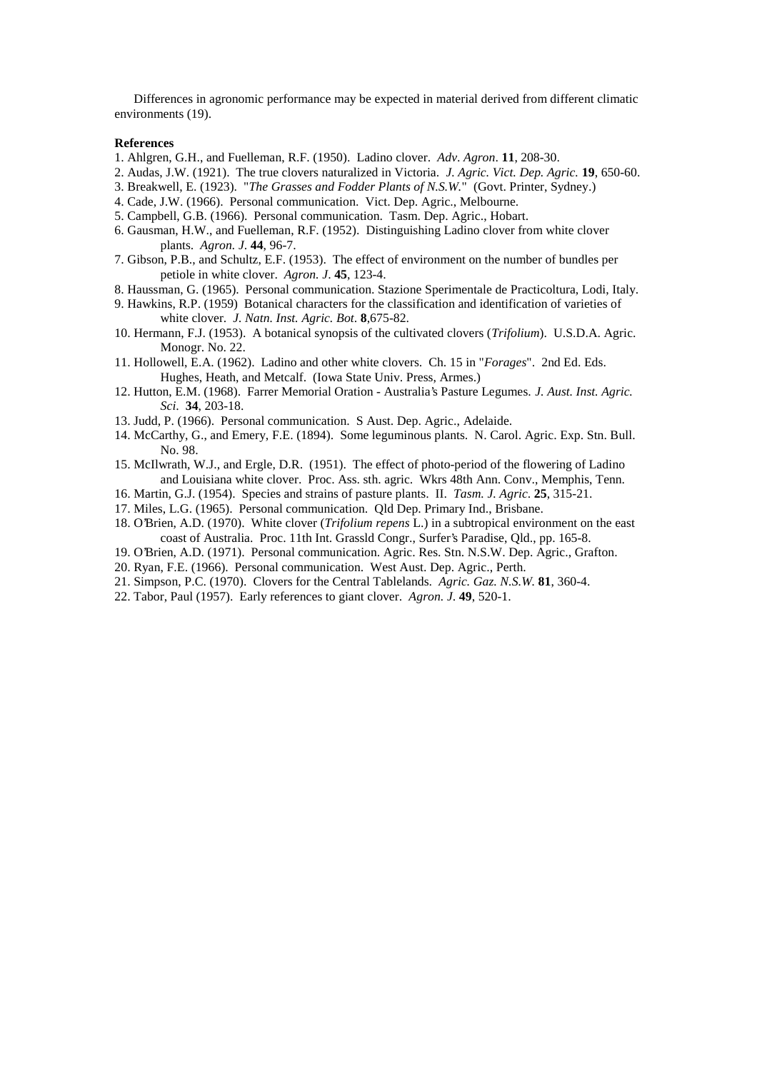Differences in agronomic performance may be expected in material derived from different climatic environments (19).

**References**

1. Ahlgren, G.H., and Fuelleman, R.F. (1950). Ladino clover. *Adv. Agron*. **11**, 208-30.
2. Audas, J.W. (1921). The true clovers naturalized in Victoria. *J. Agric. Vict. Dep. Agric.* **19**, 650-60.
3. Breakwell, E. (1923). "*The Grasses and Fodder Plants of N.S.W.*" (Govt. Printer, Sydney.)
4. Cade, J.W. (1966). Personal communication. Vict. Dep. Agric., Melbourne.
5. Campbell, G.B. (1966). Personal communication. Tasm. Dep. Agric., Hobart.
6. Gausman, H.W., and Fuelleman, R.F. (1952). Distinguishing Ladino clover from white clover plants. *Agron. J*. **44**, 96-7.
7. Gibson, P.B., and Schultz, E.F. (1953). The effect of environment on the number of bundles per petiole in white clover. *Agron. J*. **45**, 123-4.
8. Haussman, G. (1965). Personal communication. Stazione Sperimentale de Practicoltura, Lodi, Italy.
9. Hawkins, R.P. (1959) Botanical characters for the classification and identification of varieties of white clover. *J. Natn. Inst. Agric. Bot*. **8**,675-82.
10. Hermann, F.J. (1953). A botanical synopsis of the cultivated clovers (*Trifolium*). U.S.D.A. Agric. Monogr. No. 22.
11. Hollowell, E.A. (1962). Ladino and other white clovers. Ch. 15 in "*Forages*". 2nd Ed. Eds. Hughes, Heath, and Metcalf. (Iowa State Univ. Press, Armes.)
12. Hutton, E.M. (1968). Farrer Memorial Oration - Australia's Pasture Legumes. *J. Aust. Inst. Agric. Sci*. **34**, 203-18.
13. Judd, P. (1966). Personal communication. S Aust. Dep. Agric., Adelaide.
14. McCarthy, G., and Emery, F.E. (1894). Some leguminous plants. N. Carol. Agric. Exp. Stn. Bull. No. 98.
15. McIlwrath, W.J., and Ergle, D.R. (1951). The effect of photo-period of the flowering of Ladino and Louisiana white clover. Proc. Ass. sth. agric. Wkrs 48th Ann. Conv., Memphis, Tenn.
16. Martin, G.J. (1954). Species and strains of pasture plants. II. *Tasm. J. Agric*. **25**, 315-21.
17. Miles, L.G. (1965). Personal communication. Qld Dep. Primary Ind., Brisbane.
18. O'Brien, A.D. (1970). White clover (*Trifolium repens* L.) in a subtropical environment on the east coast of Australia. Proc. 11th Int. Grassld Congr., Surfer's Paradise, Qld., pp. 165-8.
19. O'Brien, A.D. (1971). Personal communication. Agric. Res. Stn. N.S.W. Dep. Agric., Grafton.
20. Ryan, F.E. (1966). Personal communication. West Aust. Dep. Agric., Perth.
21. Simpson, P.C. (1970). Clovers for the Central Tablelands. *Agric. Gaz. N.S.W.* **81**, 360-4.
22. Tabor, Paul (1957). Early references to giant clover. *Agron. J*. **49**, 520-1.